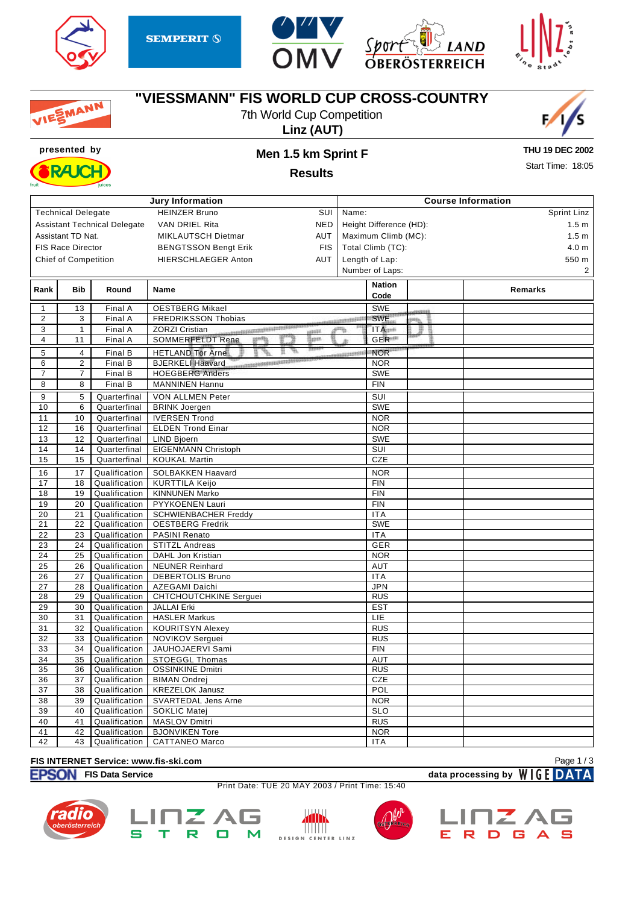# "VIESSMANN" FIS WORLD CUP CROSS-COUNTRY

7th World Cup Competition

**Linz (AUT)**

presented by

## Men 1.5 km Sprint F

### Results

**THU 19 DEC 2002**

Start Time: 18:05

| Jury Information | | | Course Information | |
|---|---|---|---|---|
| Technical Delegate | HEINZER Bruno | SUI | Name: | Sprint Linz |
| Assistant Technical Delegate | VAN DRIEL Rita | NED | Height Difference (HD): | 1.5 m |
| Assistant TD Nat. | MIKLAUTSCH Dietmar | AUT | Maximum Climb (MC): | 1.5 m |
| FIS Race Director | BENGTSSON Bengt Erik | FIS | Total Climb (TC): | 4.0 m |
| Chief of Competition | HIERSCHLAEGER Anton | AUT | Length of Lap: | 550 m |
| | | | Number of Laps: | 2 |

| Rank | Bib | Round | Name | Nation Code | | Remarks |
|---|---|---|---|---|---|---|
| 1 | 13 | Final A | OESTBERG Mikael | SWE | | |
| 2 | 3 | Final A | FREDRIKSSON Thobias | SWE | | |
| 3 | 1 | Final A | ZORZI Cristian | ITA | | |
| 4 | 11 | Final A | SOMMERFELDT Rene | GER | | |
| 5 | 4 | Final B | HETLAND Tor Arne | NOR | | |
| 6 | 2 | Final B | BJERKELI Haavard | NOR | | |
| 7 | 7 | Final B | HOEGBERG Anders | SWE | | |
| 8 | 8 | Final B | MANNINEN Hannu | FIN | | |
| 9 | 5 | Quarterfinal | VON ALLMEN Peter | SUI | | |
| 10 | 6 | Quarterfinal | BRINK Joergen | SWE | | |
| 11 | 10 | Quarterfinal | IVERSEN Trond | NOR | | |
| 12 | 16 | Quarterfinal | ELDEN Trond Einar | NOR | | |
| 13 | 12 | Quarterfinal | LIND Bjoern | SWE | | |
| 14 | 14 | Quarterfinal | EIGENMANN Christoph | SUI | | |
| 15 | 15 | Quarterfinal | KOUKAL Martin | CZE | | |
| 16 | 17 | Qualification | SOLBAKKEN Haavard | NOR | | |
| 17 | 18 | Qualification | KURTTILA Keijo | FIN | | |
| 18 | 19 | Qualification | KINNUNEN Marko | FIN | | |
| 19 | 20 | Qualification | PYYKOENEN Lauri | FIN | | |
| 20 | 21 | Qualification | SCHWIENBACHER Freddy | ITA | | |
| 21 | 22 | Qualification | OESTBERG Fredrik | SWE | | |
| 22 | 23 | Qualification | PASINI Renato | ITA | | |
| 23 | 24 | Qualification | STITZL Andreas | GER | | |
| 24 | 25 | Qualification | DAHL Jon Kristian | NOR | | |
| 25 | 26 | Qualification | NEUNER Reinhard | AUT | | |
| 26 | 27 | Qualification | DEBERTOLIS Bruno | ITA | | |
| 27 | 28 | Qualification | AZEGAMI Daichi | JPN | | |
| 28 | 29 | Qualification | CHTCHOUTCHKINE Serguei | RUS | | |
| 29 | 30 | Qualification | JALLAI Erki | EST | | |
| 30 | 31 | Qualification | HASLER Markus | LIE | | |
| 31 | 32 | Qualification | KOURITSYN Alexey | RUS | | |
| 32 | 33 | Qualification | NOVIKOV Serguei | RUS | | |
| 33 | 34 | Qualification | JAUHOJAERVI Sami | FIN | | |
| 34 | 35 | Qualification | STOEGGL Thomas | AUT | | |
| 35 | 36 | Qualification | OSSINKINE Dmitri | RUS | | |
| 36 | 37 | Qualification | BIMAN Ondrej | CZE | | |
| 37 | 38 | Qualification | KREZELOK Janusz | POL | | |
| 38 | 39 | Qualification | SVARTEDAL Jens Arne | NOR | | |
| 39 | 40 | Qualification | SOKLIC Matej | SLO | | |
| 40 | 41 | Qualification | MASLOV Dmitri | RUS | | |
| 41 | 42 | Qualification | BJONVIKEN Tore | NOR | | |
| 42 | 43 | Qualification | CATTANEO Marco | ITA | | |

FIS INTERNET Service: www.fis-ski.com

EPSON FIS Data Service

data processing by WIGE DATA

Print Date: TUE 20 MAY 2003 / Print Time: 15:40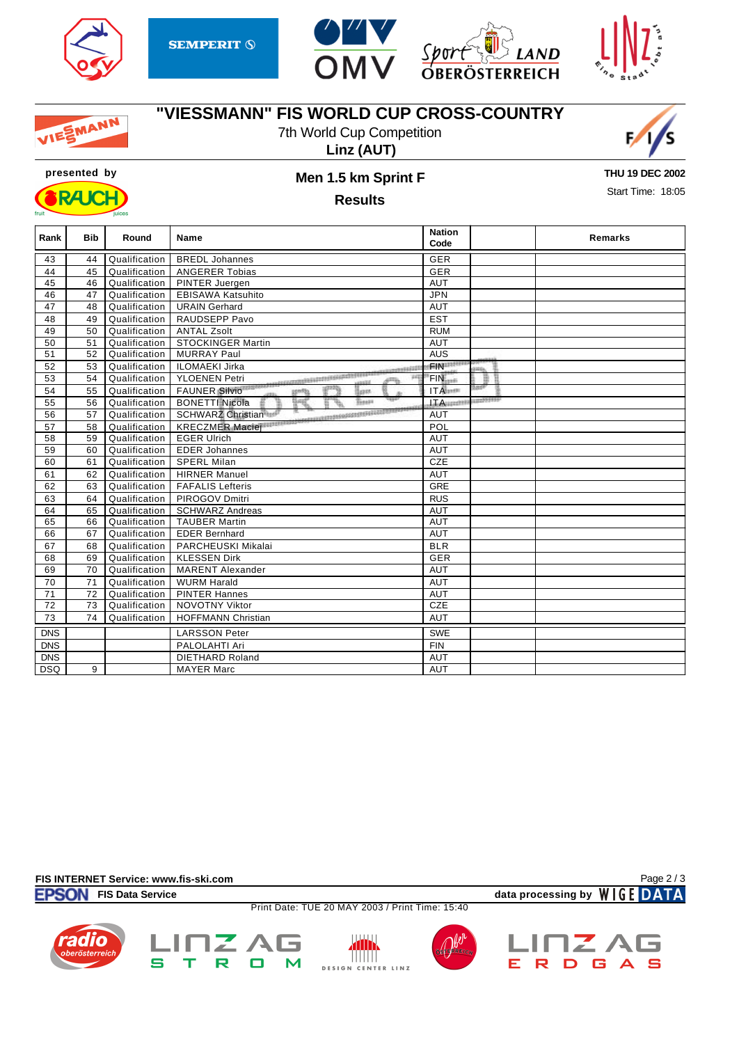# "VIESSMANN" FIS WORLD CUP CROSS-COUNTRY

7th World Cup Competition

**Linz (AUT)**

presented by

## Men 1.5 km Sprint F

**Results**

**THU 19 DEC 2002**

Start Time: 18:05

| Rank | Bib | Round | Name | Nation Code | | Remarks |
|---|---|---|---|---|---|---|
| 43 | 44 | Qualification | BREDL Johannes | GER | | |
| 44 | 45 | Qualification | ANGERER Tobias | GER | | |
| 45 | 46 | Qualification | PINTER Juergen | AUT | | |
| 46 | 47 | Qualification | EBISAWA Katsuhito | JPN | | |
| 47 | 48 | Qualification | URAIN Gerhard | AUT | | |
| 48 | 49 | Qualification | RAUDSEPP Pavo | EST | | |
| 49 | 50 | Qualification | ANTAL Zsolt | RUM | | |
| 50 | 51 | Qualification | STOCKINGER Martin | AUT | | |
| 51 | 52 | Qualification | MURRAY Paul | AUS | | |
| 52 | 53 | Qualification | ILOMAEKI Jirka | FIN | | |
| 53 | 54 | Qualification | YLOENEN Petri | FIN | | |
| 54 | 55 | Qualification | FAUNER Silvio | ITA | | |
| 55 | 56 | Qualification | BONETTI Nicola | ITA | | |
| 56 | 57 | Qualification | SCHWARZ Christian | AUT | | |
| 57 | 58 | Qualification | KRECZMER Maciej | POL | | |
| 58 | 59 | Qualification | EGER Ulrich | AUT | | |
| 59 | 60 | Qualification | EDER Johannes | AUT | | |
| 60 | 61 | Qualification | SPERL Milan | CZE | | |
| 61 | 62 | Qualification | HIRNER Manuel | AUT | | |
| 62 | 63 | Qualification | FAFALIS Lefteris | GRE | | |
| 63 | 64 | Qualification | PIROGOV Dmitri | RUS | | |
| 64 | 65 | Qualification | SCHWARZ Andreas | AUT | | |
| 65 | 66 | Qualification | TAUBER Martin | AUT | | |
| 66 | 67 | Qualification | EDER Bernhard | AUT | | |
| 67 | 68 | Qualification | PARCHEUSKI Mikalai | BLR | | |
| 68 | 69 | Qualification | KLESSEN Dirk | GER | | |
| 69 | 70 | Qualification | MARENT Alexander | AUT | | |
| 70 | 71 | Qualification | WURM Harald | AUT | | |
| 71 | 72 | Qualification | PINTER Hannes | AUT | | |
| 72 | 73 | Qualification | NOVOTNY Viktor | CZE | | |
| 73 | 74 | Qualification | HOFFMANN Christian | AUT | | |
| DNS | | | LARSSON Peter | SWE | | |
| DNS | | | PALOLAHTI Ari | FIN | | |
| DNS | | | DIETHARD Roland | AUT | | |
| DSQ | 9 | | MAYER Marc | AUT | | |

CORRECTED

FIS INTERNET Service: www.fis-ski.com

FIS Data Service

data processing by WIGE DATA

Print Date: TUE 20 MAY 2003 / Print Time: 15:40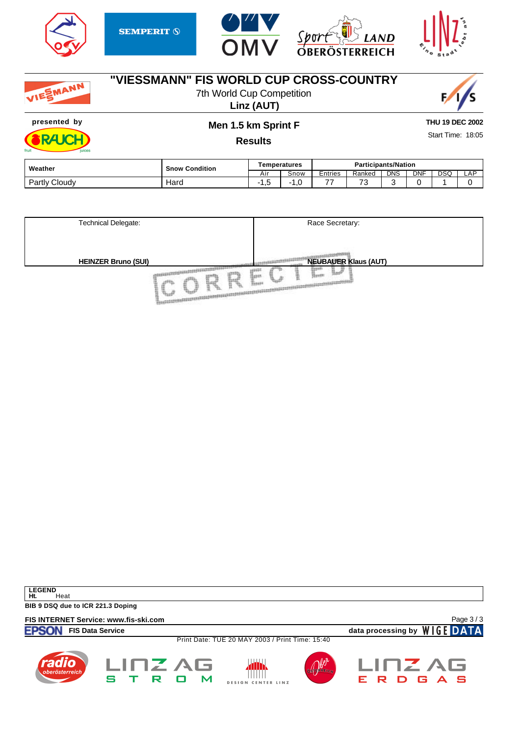# "VIESSMANN" FIS WORLD CUP CROSS-COUNTRY

7th World Cup Competition

**Linz (AUT)**

presented by

## Men 1.5 km Sprint F

**Results**

**THU 19 DEC 2002**

Start Time: 18:05

| Weather | Snow Condition | Temperatures | | Participants/Nation | | | | | |
|---|---|---|---|---|---|---|---|---|---|
| | | Air | Snow | Entries | Ranked | DNS | DNF | DSQ | LAP |
| Partly Cloudy | Hard | -1,5 | -1,0 | 77 | 73 | 3 | 0 | 1 | 0 |

| Technical Delegate: | Race Secretary: |
|---|---|
| **HEINZER Bruno (SUI)** | **NEUBAUER Klaus (AUT)** |

CORRECTED

**LEGEND**

**Ht.** Heat

**BIB 9 DSQ due to ICR 221.3 Doping**

**FIS INTERNET Service: www.fis-ski.com**

**FIS Data Service**

**data processing by** WIGE DATA

Print Date: TUE 20 MAY 2003 / Print Time: 15:40